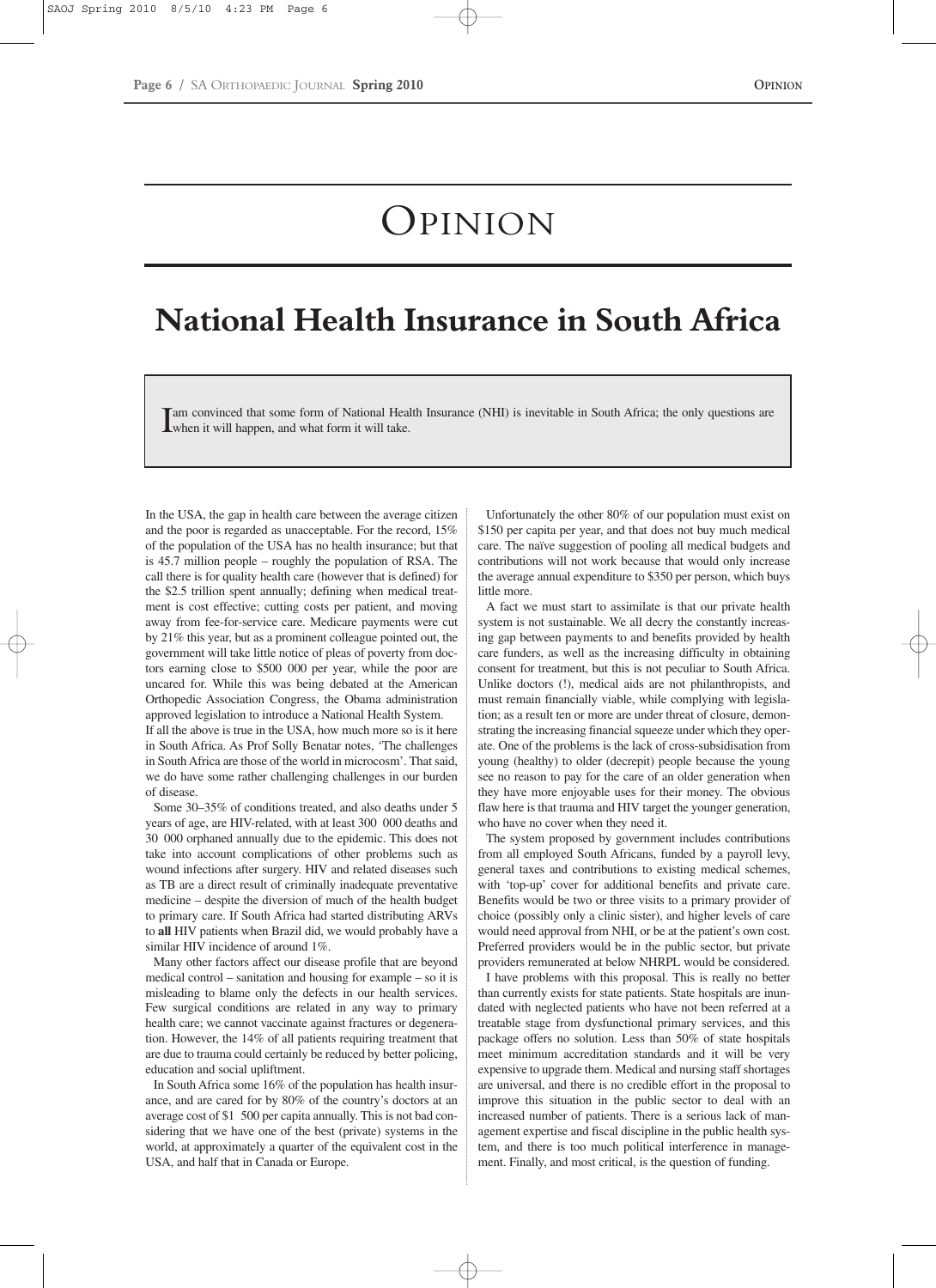# Opinion

## National Health Insurance in South Africa

I am convinced that some form of National Health Insurance (NHI) is inevitable in South Africa; the only questions are when it will happen, and what form it will take.

In the USA, the gap in health care between the average citizen and the poor is regarded as unacceptable. For the record, 15% of the population of the USA has no health insurance; but that is 45.7 million people – roughly the population of RSA. The call there is for quality health care (however that is defined) for the $2.5 trillion spent annually; defining when medical treatment is cost effective; cutting costs per patient, and moving away from fee-for-service care. Medicare payments were cut by 21% this year, but as a prominent colleague pointed out, the government will take little notice of pleas of poverty from doctors earning close to $500 000 per year, while the poor are uncared for. While this was being debated at the American Orthopedic Association Congress, the Obama administration approved legislation to introduce a National Health System.

If all the above is true in the USA, how much more so is it here in South Africa. As Prof Solly Benatar notes, 'The challenges in South Africa are those of the world in microcosm'. That said, we do have some rather challenging challenges in our burden of disease.

Some 30–35% of conditions treated, and also deaths under 5 years of age, are HIV-related, with at least 300 000 deaths and 30 000 orphaned annually due to the epidemic. This does not take into account complications of other problems such as wound infections after surgery. HIV and related diseases such as TB are a direct result of criminally inadequate preventative medicine – despite the diversion of much of the health budget to primary care. If South Africa had started distributing ARVs to **all** HIV patients when Brazil did, we would probably have a similar HIV incidence of around 1%.

Many other factors affect our disease profile that are beyond medical control – sanitation and housing for example – so it is misleading to blame only the defects in our health services. Few surgical conditions are related in any way to primary health care; we cannot vaccinate against fractures or degeneration. However, the 14% of all patients requiring treatment that are due to trauma could certainly be reduced by better policing, education and social upliftment.

In South Africa some 16% of the population has health insurance, and are cared for by 80% of the country's doctors at an average cost of $1 500 per capita annually. This is not bad considering that we have one of the best (private) systems in the world, at approximately a quarter of the equivalent cost in the USA, and half that in Canada or Europe.

Unfortunately the other 80% of our population must exist on $150 per capita per year, and that does not buy much medical care. The naïve suggestion of pooling all medical budgets and contributions will not work because that would only increase the average annual expenditure to $350 per person, which buys little more.

A fact we must start to assimilate is that our private health system is not sustainable. We all decry the constantly increasing gap between payments to and benefits provided by health care funders, as well as the increasing difficulty in obtaining consent for treatment, but this is not peculiar to South Africa. Unlike doctors (!), medical aids are not philanthropists, and must remain financially viable, while complying with legislation; as a result ten or more are under threat of closure, demonstrating the increasing financial squeeze under which they operate. One of the problems is the lack of cross-subsidisation from young (healthy) to older (decrepit) people because the young see no reason to pay for the care of an older generation when they have more enjoyable uses for their money. The obvious flaw here is that trauma and HIV target the younger generation, who have no cover when they need it.

The system proposed by government includes contributions from all employed South Africans, funded by a payroll levy, general taxes and contributions to existing medical schemes, with 'top-up' cover for additional benefits and private care. Benefits would be two or three visits to a primary provider of choice (possibly only a clinic sister), and higher levels of care would need approval from NHI, or be at the patient's own cost. Preferred providers would be in the public sector, but private providers remunerated at below NHRPL would be considered.

I have problems with this proposal. This is really no better than currently exists for state patients. State hospitals are inundated with neglected patients who have not been referred at a treatable stage from dysfunctional primary services, and this package offers no solution. Less than 50% of state hospitals meet minimum accreditation standards and it will be very expensive to upgrade them. Medical and nursing staff shortages are universal, and there is no credible effort in the proposal to improve this situation in the public sector to deal with an increased number of patients. There is a serious lack of management expertise and fiscal discipline in the public health system, and there is too much political interference in management. Finally, and most critical, is the question of funding.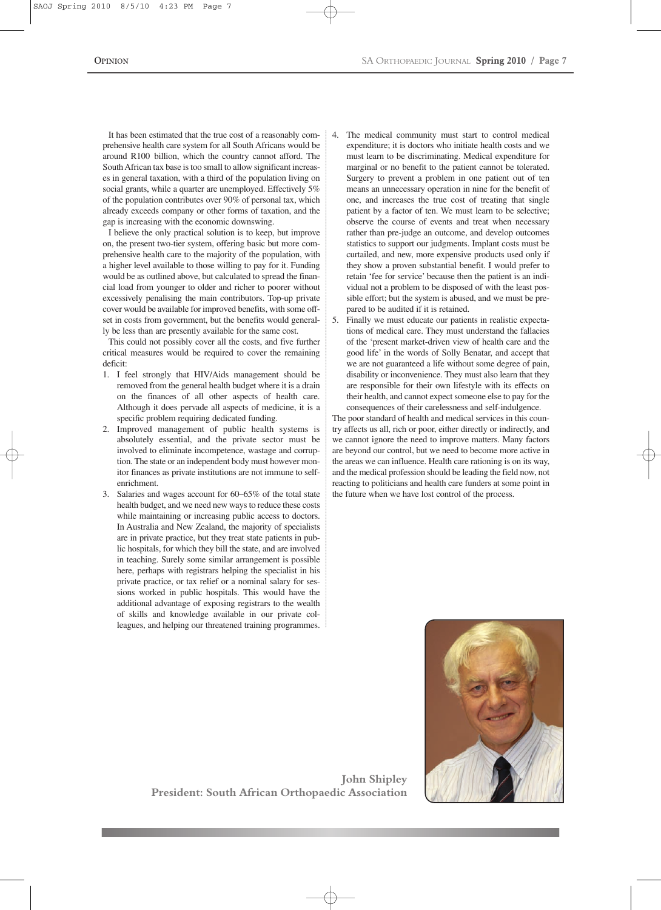It has been estimated that the true cost of a reasonably comprehensive health care system for all South Africans would be around R100 billion, which the country cannot afford. The South African tax base is too small to allow significant increases in general taxation, with a third of the population living on social grants, while a quarter are unemployed. Effectively 5% of the population contributes over 90% of personal tax, which already exceeds company or other forms of taxation, and the gap is increasing with the economic downswing.

I believe the only practical solution is to keep, but improve on, the present two-tier system, offering basic but more comprehensive health care to the majority of the population, with a higher level available to those willing to pay for it. Funding would be as outlined above, but calculated to spread the financial load from younger to older and richer to poorer without excessively penalising the main contributors. Top-up private cover would be available for improved benefits, with some offset in costs from government, but the benefits would generally be less than are presently available for the same cost.

This could not possibly cover all the costs, and five further critical measures would be required to cover the remaining deficit:

1. I feel strongly that HIV/Aids management should be removed from the general health budget where it is a drain on the finances of all other aspects of health care. Although it does pervade all aspects of medicine, it is a specific problem requiring dedicated funding.
2. Improved management of public health systems is absolutely essential, and the private sector must be involved to eliminate incompetence, wastage and corruption. The state or an independent body must however monitor finances as private institutions are not immune to self-enrichment.
3. Salaries and wages account for 60–65% of the total state health budget, and we need new ways to reduce these costs while maintaining or increasing public access to doctors. In Australia and New Zealand, the majority of specialists are in private practice, but they treat state patients in public hospitals, for which they bill the state, and are involved in teaching. Surely some similar arrangement is possible here, perhaps with registrars helping the specialist in his private practice, or tax relief or a nominal salary for sessions worked in public hospitals. This would have the additional advantage of exposing registrars to the wealth of skills and knowledge available in our private colleagues, and helping our threatened training programmes.
4. The medical community must start to control medical expenditure; it is doctors who initiate health costs and we must learn to be discriminating. Medical expenditure for marginal or no benefit to the patient cannot be tolerated. Surgery to prevent a problem in one patient out of ten means an unnecessary operation in nine for the benefit of one, and increases the true cost of treating that single patient by a factor of ten. We must learn to be selective; observe the course of events and treat when necessary rather than pre-judge an outcome, and develop outcomes statistics to support our judgments. Implant costs must be curtailed, and new, more expensive products used only if they show a proven substantial benefit. I would prefer to retain 'fee for service' because then the patient is an individual not a problem to be disposed of with the least possible effort; but the system is abused, and we must be prepared to be audited if it is retained.
5. Finally we must educate our patients in realistic expectations of medical care. They must understand the fallacies of the 'present market-driven view of health care and the good life' in the words of Solly Benatar, and accept that we are not guaranteed a life without some degree of pain, disability or inconvenience. They must also learn that they are responsible for their own lifestyle with its effects on their health, and cannot expect someone else to pay for the consequences of their carelessness and self-indulgence.

The poor standard of health and medical services in this country affects us all, rich or poor, either directly or indirectly, and we cannot ignore the need to improve matters. Many factors are beyond our control, but we need to become more active in the areas we can influence. Health care rationing is on its way, and the medical profession should be leading the field now, not reacting to politicians and health care funders at some point in the future when we have lost control of the process.

**John Shipley**
**President: South African Orthopaedic Association**